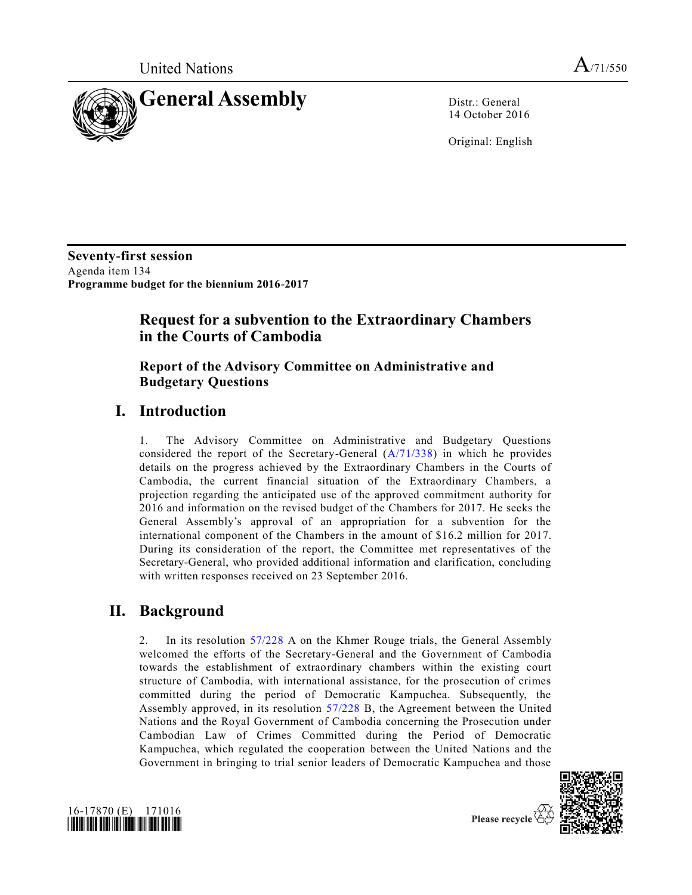United Nations

A/71/550

# General Assembly

Distr.: General
14 October 2016

Original: English

**Seventy-first session**
Agenda item 134
**Programme budget for the biennium 2016-2017**

## Request for a subvention to the Extraordinary Chambers in the Courts of Cambodia

### Report of the Advisory Committee on Administrative and Budgetary Questions

## I. Introduction

1. The Advisory Committee on Administrative and Budgetary Questions considered the report of the Secretary-General (A/71/338) in which he provides details on the progress achieved by the Extraordinary Chambers in the Courts of Cambodia, the current financial situation of the Extraordinary Chambers, a projection regarding the anticipated use of the approved commitment authority for 2016 and information on the revised budget of the Chambers for 2017. He seeks the General Assembly's approval of an appropriation for a subvention for the international component of the Chambers in the amount of $16.2 million for 2017. During its consideration of the report, the Committee met representatives of the Secretary-General, who provided additional information and clarification, concluding with written responses received on 23 September 2016.

## II. Background

2. In its resolution 57/228 A on the Khmer Rouge trials, the General Assembly welcomed the efforts of the Secretary-General and the Government of Cambodia towards the establishment of extraordinary chambers within the existing court structure of Cambodia, with international assistance, for the prosecution of crimes committed during the period of Democratic Kampuchea. Subsequently, the Assembly approved, in its resolution 57/228 B, the Agreement between the United Nations and the Royal Government of Cambodia concerning the Prosecution under Cambodian Law of Crimes Committed during the Period of Democratic Kampuchea, which regulated the cooperation between the United Nations and the Government in bringing to trial senior leaders of Democratic Kampuchea and those

16-17870 (E) 171016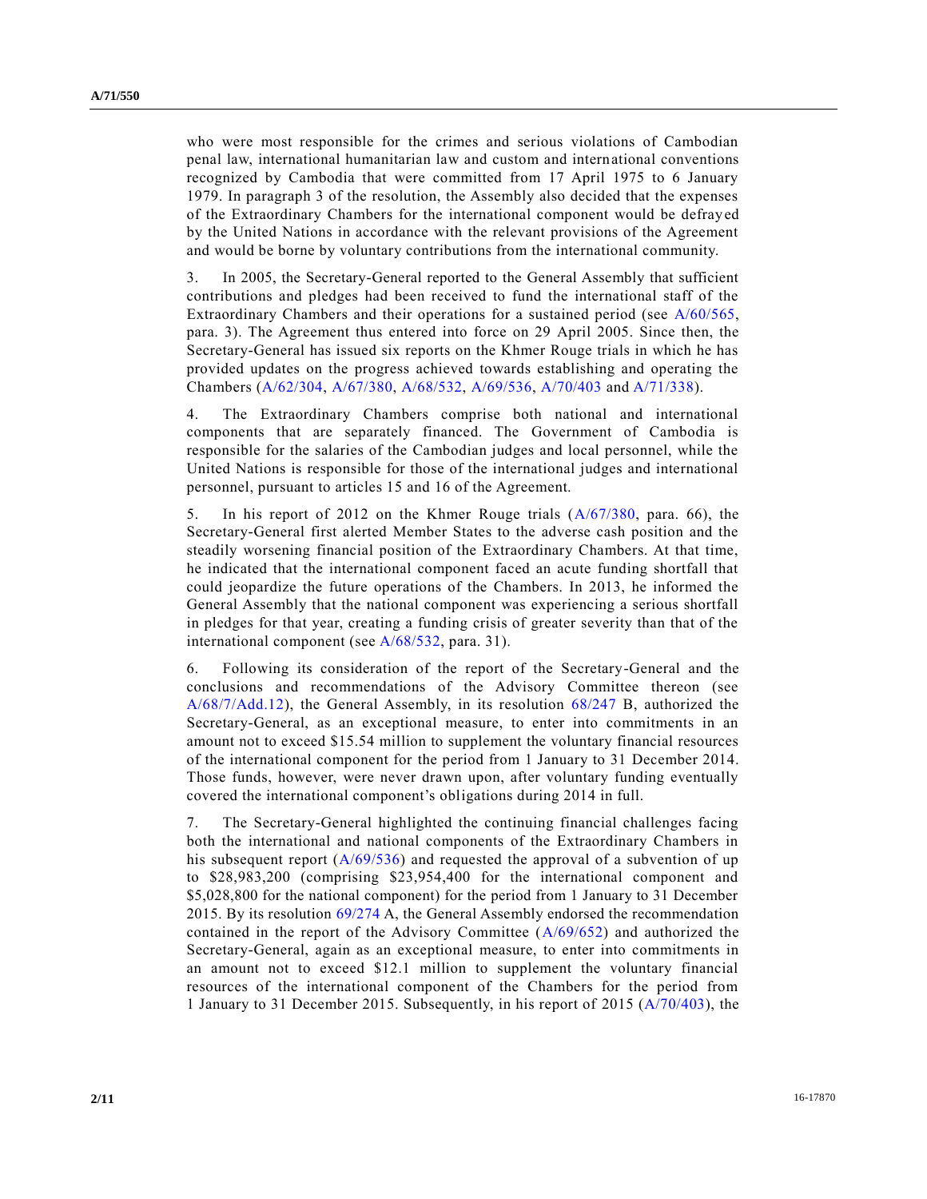who were most responsible for the crimes and serious violations of Cambodian penal law, international humanitarian law and custom and international conventions recognized by Cambodia that were committed from 17 April 1975 to 6 January 1979. In paragraph 3 of the resolution, the Assembly also decided that the expenses of the Extraordinary Chambers for the international component would be defrayed by the United Nations in accordance with the relevant provisions of the Agreement and would be borne by voluntary contributions from the international community.

3. In 2005, the Secretary-General reported to the General Assembly that sufficient contributions and pledges had been received to fund the international staff of the Extraordinary Chambers and their operations for a sustained period (see A/60/565, para. 3). The Agreement thus entered into force on 29 April 2005. Since then, the Secretary-General has issued six reports on the Khmer Rouge trials in which he has provided updates on the progress achieved towards establishing and operating the Chambers (A/62/304, A/67/380, A/68/532, A/69/536, A/70/403 and A/71/338).

4. The Extraordinary Chambers comprise both national and international components that are separately financed. The Government of Cambodia is responsible for the salaries of the Cambodian judges and local personnel, while the United Nations is responsible for those of the international judges and international personnel, pursuant to articles 15 and 16 of the Agreement.

5. In his report of 2012 on the Khmer Rouge trials (A/67/380, para. 66), the Secretary-General first alerted Member States to the adverse cash position and the steadily worsening financial position of the Extraordinary Chambers. At that time, he indicated that the international component faced an acute funding shortfall that could jeopardize the future operations of the Chambers. In 2013, he informed the General Assembly that the national component was experiencing a serious shortfall in pledges for that year, creating a funding crisis of greater severity than that of the international component (see A/68/532, para. 31).

6. Following its consideration of the report of the Secretary-General and the conclusions and recommendations of the Advisory Committee thereon (see A/68/7/Add.12), the General Assembly, in its resolution 68/247 B, authorized the Secretary-General, as an exceptional measure, to enter into commitments in an amount not to exceed $15.54 million to supplement the voluntary financial resources of the international component for the period from 1 January to 31 December 2014. Those funds, however, were never drawn upon, after voluntary funding eventually covered the international component's obligations during 2014 in full.

7. The Secretary-General highlighted the continuing financial challenges facing both the international and national components of the Extraordinary Chambers in his subsequent report (A/69/536) and requested the approval of a subvention of up to $28,983,200 (comprising $23,954,400 for the international component and $5,028,800 for the national component) for the period from 1 January to 31 December 2015. By its resolution 69/274 A, the General Assembly endorsed the recommendation contained in the report of the Advisory Committee (A/69/652) and authorized the Secretary-General, again as an exceptional measure, to enter into commitments in an amount not to exceed $12.1 million to supplement the voluntary financial resources of the international component of the Chambers for the period from 1 January to 31 December 2015. Subsequently, in his report of 2015 (A/70/403), the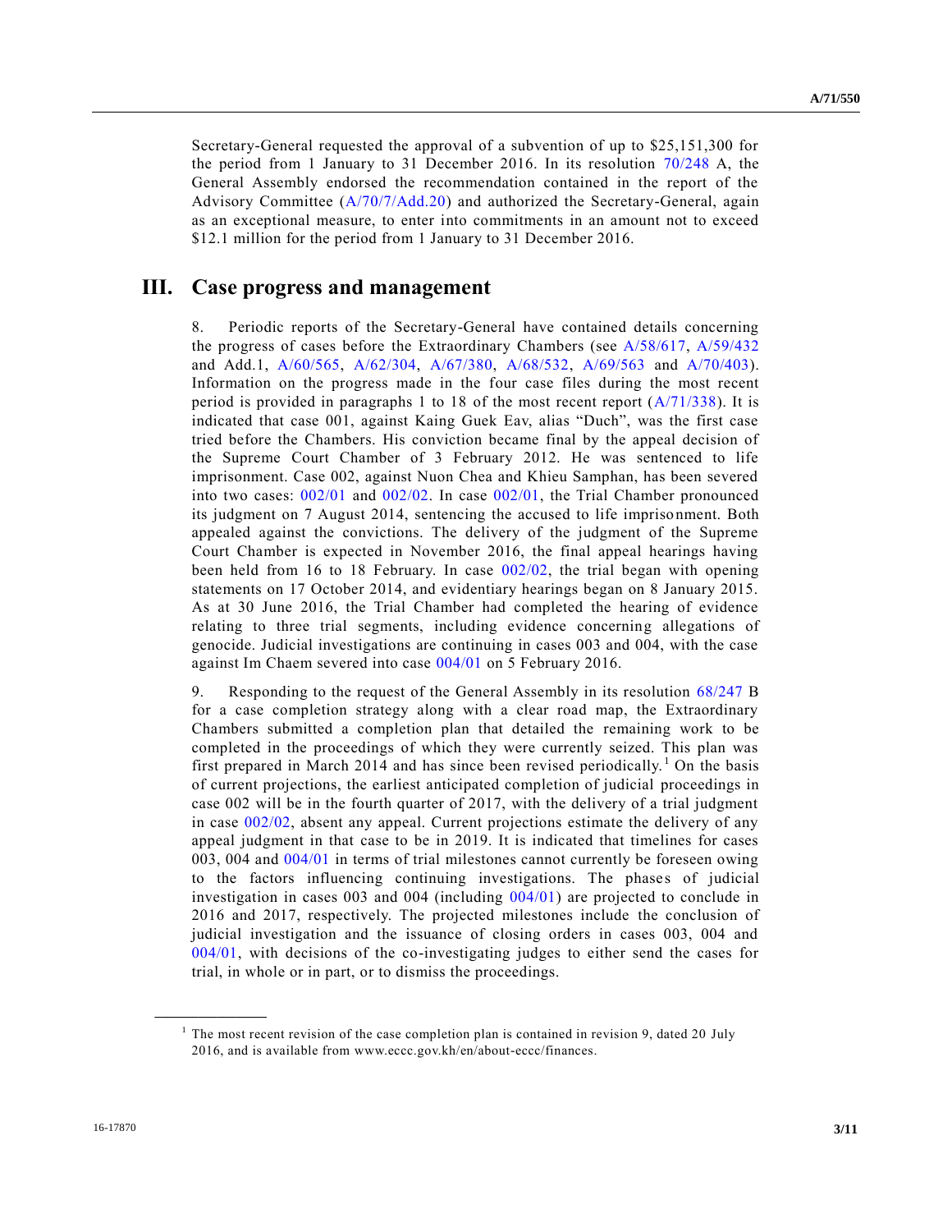Secretary-General requested the approval of a subvention of up to $25,151,300 for the period from 1 January to 31 December 2016. In its resolution 70/248 A, the General Assembly endorsed the recommendation contained in the report of the Advisory Committee (A/70/7/Add.20) and authorized the Secretary-General, again as an exceptional measure, to enter into commitments in an amount not to exceed $12.1 million for the period from 1 January to 31 December 2016.

## III. Case progress and management

8. Periodic reports of the Secretary-General have contained details concerning the progress of cases before the Extraordinary Chambers (see A/58/617, A/59/432 and Add.1, A/60/565, A/62/304, A/67/380, A/68/532, A/69/563 and A/70/403). Information on the progress made in the four case files during the most recent period is provided in paragraphs 1 to 18 of the most recent report (A/71/338). It is indicated that case 001, against Kaing Guek Eav, alias "Duch", was the first case tried before the Chambers. His conviction became final by the appeal decision of the Supreme Court Chamber of 3 February 2012. He was sentenced to life imprisonment. Case 002, against Nuon Chea and Khieu Samphan, has been severed into two cases: 002/01 and 002/02. In case 002/01, the Trial Chamber pronounced its judgment on 7 August 2014, sentencing the accused to life imprisonment. Both appealed against the convictions. The delivery of the judgment of the Supreme Court Chamber is expected in November 2016, the final appeal hearings having been held from 16 to 18 February. In case 002/02, the trial began with opening statements on 17 October 2014, and evidentiary hearings began on 8 January 2015. As at 30 June 2016, the Trial Chamber had completed the hearing of evidence relating to three trial segments, including evidence concerning allegations of genocide. Judicial investigations are continuing in cases 003 and 004, with the case against Im Chaem severed into case 004/01 on 5 February 2016.

9. Responding to the request of the General Assembly in its resolution 68/247 B for a case completion strategy along with a clear road map, the Extraordinary Chambers submitted a completion plan that detailed the remaining work to be completed in the proceedings of which they were currently seized. This plan was first prepared in March 2014 and has since been revised periodically.[1] On the basis of current projections, the earliest anticipated completion of judicial proceedings in case 002 will be in the fourth quarter of 2017, with the delivery of a trial judgment in case 002/02, absent any appeal. Current projections estimate the delivery of any appeal judgment in that case to be in 2019. It is indicated that timelines for cases 003, 004 and 004/01 in terms of trial milestones cannot currently be foreseen owing to the factors influencing continuing investigations. The phases of judicial investigation in cases 003 and 004 (including 004/01) are projected to conclude in 2016 and 2017, respectively. The projected milestones include the conclusion of judicial investigation and the issuance of closing orders in cases 003, 004 and 004/01, with decisions of the co-investigating judges to either send the cases for trial, in whole or in part, or to dismiss the proceedings.

[1] The most recent revision of the case completion plan is contained in revision 9, dated 20 July 2016, and is available from www.eccc.gov.kh/en/about-eccc/finances.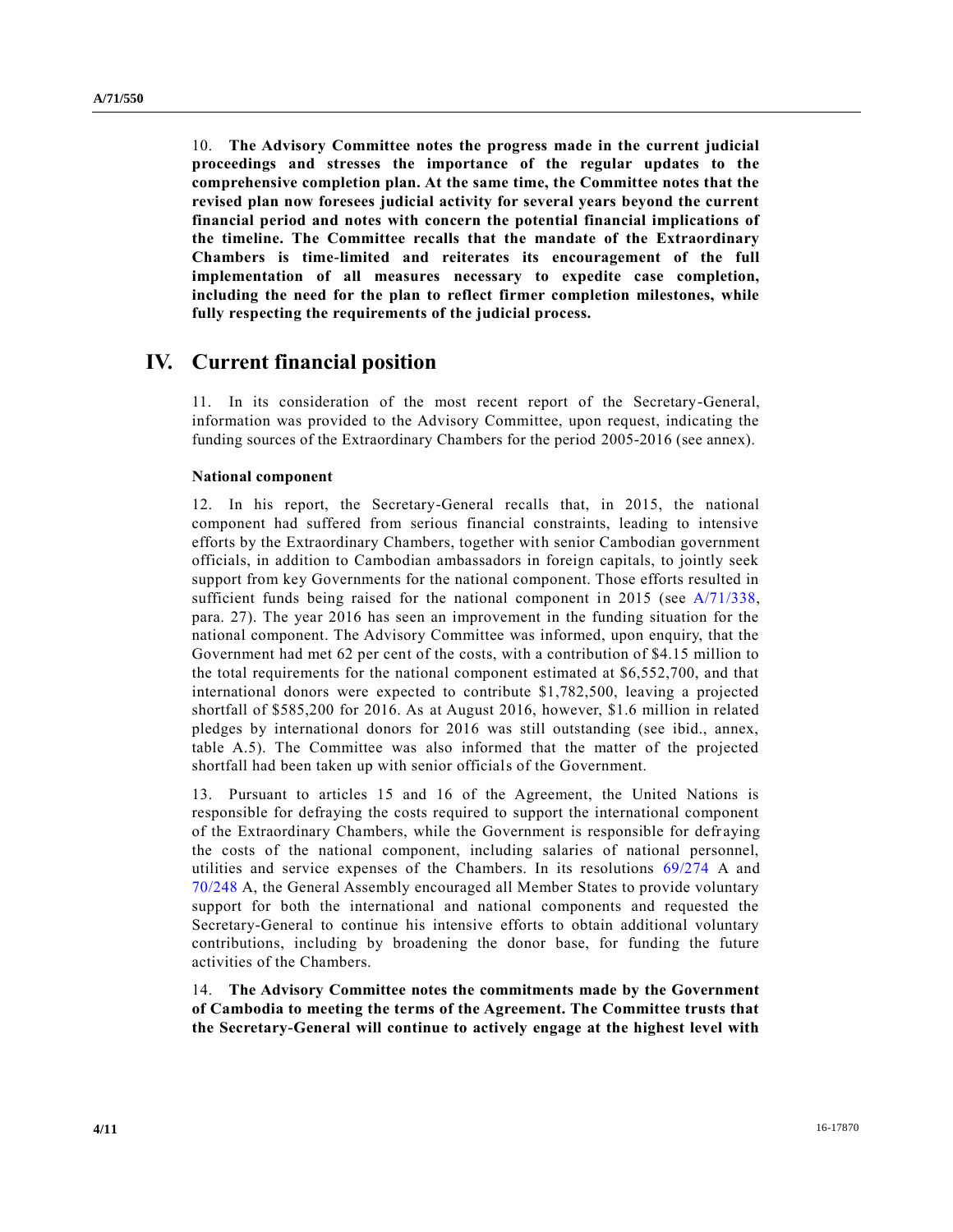10. **The Advisory Committee notes the progress made in the current judicial proceedings and stresses the importance of the regular updates to the comprehensive completion plan. At the same time, the Committee notes that the revised plan now foresees judicial activity for several years beyond the current financial period and notes with concern the potential financial implications of the timeline. The Committee recalls that the mandate of the Extraordinary Chambers is time-limited and reiterates its encouragement of the full implementation of all measures necessary to expedite case completion, including the need for the plan to reflect firmer completion milestones, while fully respecting the requirements of the judicial process.**

# IV. Current financial position

11. In its consideration of the most recent report of the Secretary-General, information was provided to the Advisory Committee, upon request, indicating the funding sources of the Extraordinary Chambers for the period 2005-2016 (see annex).

### National component

12. In his report, the Secretary-General recalls that, in 2015, the national component had suffered from serious financial constraints, leading to intensive efforts by the Extraordinary Chambers, together with senior Cambodian government officials, in addition to Cambodian ambassadors in foreign capitals, to jointly seek support from key Governments for the national component. Those efforts resulted in sufficient funds being raised for the national component in 2015 (see A/71/338, para. 27). The year 2016 has seen an improvement in the funding situation for the national component. The Advisory Committee was informed, upon enquiry, that the Government had met 62 per cent of the costs, with a contribution of $4.15 million to the total requirements for the national component estimated at $6,552,700, and that international donors were expected to contribute $1,782,500, leaving a projected shortfall of $585,200 for 2016. As at August 2016, however, $1.6 million in related pledges by international donors for 2016 was still outstanding (see ibid., annex, table A.5). The Committee was also informed that the matter of the projected shortfall had been taken up with senior officials of the Government.

13. Pursuant to articles 15 and 16 of the Agreement, the United Nations is responsible for defraying the costs required to support the international component of the Extraordinary Chambers, while the Government is responsible for defraying the costs of the national component, including salaries of national personnel, utilities and service expenses of the Chambers. In its resolutions 69/274 A and 70/248 A, the General Assembly encouraged all Member States to provide voluntary support for both the international and national components and requested the Secretary-General to continue his intensive efforts to obtain additional voluntary contributions, including by broadening the donor base, for funding the future activities of the Chambers.

14. **The Advisory Committee notes the commitments made by the Government of Cambodia to meeting the terms of the Agreement. The Committee trusts that the Secretary-General will continue to actively engage at the highest level with**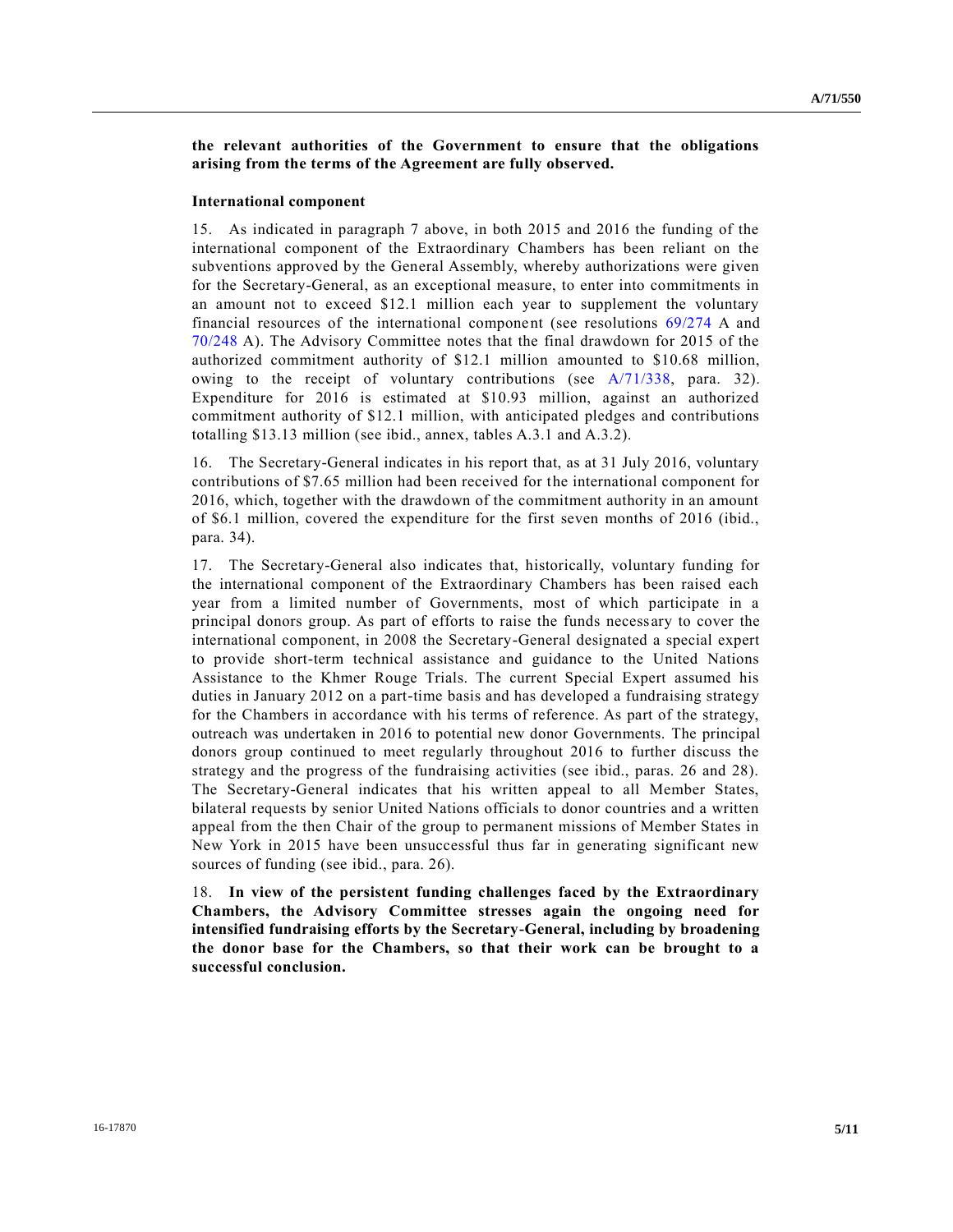**the relevant authorities of the Government to ensure that the obligations arising from the terms of the Agreement are fully observed.**

**International component**

15. As indicated in paragraph 7 above, in both 2015 and 2016 the funding of the international component of the Extraordinary Chambers has been reliant on the subventions approved by the General Assembly, whereby authorizations were given for the Secretary-General, as an exceptional measure, to enter into commitments in an amount not to exceed \$12.1 million each year to supplement the voluntary financial resources of the international component (see resolutions 69/274 A and 70/248 A). The Advisory Committee notes that the final drawdown for 2015 of the authorized commitment authority of \$12.1 million amounted to \$10.68 million, owing to the receipt of voluntary contributions (see A/71/338, para. 32). Expenditure for 2016 is estimated at \$10.93 million, against an authorized commitment authority of \$12.1 million, with anticipated pledges and contributions totalling \$13.13 million (see ibid., annex, tables A.3.1 and A.3.2).

16. The Secretary-General indicates in his report that, as at 31 July 2016, voluntary contributions of \$7.65 million had been received for the international component for 2016, which, together with the drawdown of the commitment authority in an amount of \$6.1 million, covered the expenditure for the first seven months of 2016 (ibid., para. 34).

17. The Secretary-General also indicates that, historically, voluntary funding for the international component of the Extraordinary Chambers has been raised each year from a limited number of Governments, most of which participate in a principal donors group. As part of efforts to raise the funds necessary to cover the international component, in 2008 the Secretary-General designated a special expert to provide short-term technical assistance and guidance to the United Nations Assistance to the Khmer Rouge Trials. The current Special Expert assumed his duties in January 2012 on a part-time basis and has developed a fundraising strategy for the Chambers in accordance with his terms of reference. As part of the strategy, outreach was undertaken in 2016 to potential new donor Governments. The principal donors group continued to meet regularly throughout 2016 to further discuss the strategy and the progress of the fundraising activities (see ibid., paras. 26 and 28). The Secretary-General indicates that his written appeal to all Member States, bilateral requests by senior United Nations officials to donor countries and a written appeal from the then Chair of the group to permanent missions of Member States in New York in 2015 have been unsuccessful thus far in generating significant new sources of funding (see ibid., para. 26).

18. **In view of the persistent funding challenges faced by the Extraordinary Chambers, the Advisory Committee stresses again the ongoing need for intensified fundraising efforts by the Secretary-General, including by broadening the donor base for the Chambers, so that their work can be brought to a successful conclusion.**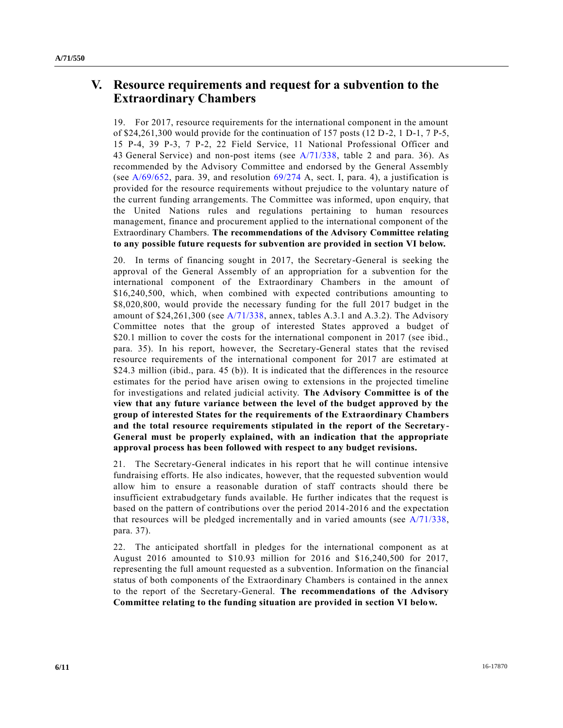## V. Resource requirements and request for a subvention to the Extraordinary Chambers

19. For 2017, resource requirements for the international component in the amount of $24,261,300 would provide for the continuation of 157 posts (12 D-2, 1 D-1, 7 P-5, 15 P-4, 39 P-3, 7 P-2, 22 Field Service, 11 National Professional Officer and 43 General Service) and non-post items (see A/71/338, table 2 and para. 36). As recommended by the Advisory Committee and endorsed by the General Assembly (see A/69/652, para. 39, and resolution 69/274 A, sect. I, para. 4), a justification is provided for the resource requirements without prejudice to the voluntary nature of the current funding arrangements. The Committee was informed, upon enquiry, that the United Nations rules and regulations pertaining to human resources management, finance and procurement applied to the international component of the Extraordinary Chambers. **The recommendations of the Advisory Committee relating to any possible future requests for subvention are provided in section VI below.**

20. In terms of financing sought in 2017, the Secretary-General is seeking the approval of the General Assembly of an appropriation for a subvention for the international component of the Extraordinary Chambers in the amount of $16,240,500, which, when combined with expected contributions amounting to $8,020,800, would provide the necessary funding for the full 2017 budget in the amount of $24,261,300 (see A/71/338, annex, tables A.3.1 and A.3.2). The Advisory Committee notes that the group of interested States approved a budget of $20.1 million to cover the costs for the international component in 2017 (see ibid., para. 35). In his report, however, the Secretary-General states that the revised resource requirements of the international component for 2017 are estimated at $24.3 million (ibid., para. 45 (b)). It is indicated that the differences in the resource estimates for the period have arisen owing to extensions in the projected timeline for investigations and related judicial activity. **The Advisory Committee is of the view that any future variance between the level of the budget approved by the group of interested States for the requirements of the Extraordinary Chambers and the total resource requirements stipulated in the report of the Secretary-General must be properly explained, with an indication that the appropriate approval process has been followed with respect to any budget revisions.**

21. The Secretary-General indicates in his report that he will continue intensive fundraising efforts. He also indicates, however, that the requested subvention would allow him to ensure a reasonable duration of staff contracts should there be insufficient extrabudgetary funds available. He further indicates that the request is based on the pattern of contributions over the period 2014-2016 and the expectation that resources will be pledged incrementally and in varied amounts (see A/71/338, para. 37).

22. The anticipated shortfall in pledges for the international component as at August 2016 amounted to $10.93 million for 2016 and $16,240,500 for 2017, representing the full amount requested as a subvention. Information on the financial status of both components of the Extraordinary Chambers is contained in the annex to the report of the Secretary-General. **The recommendations of the Advisory Committee relating to the funding situation are provided in section VI below.**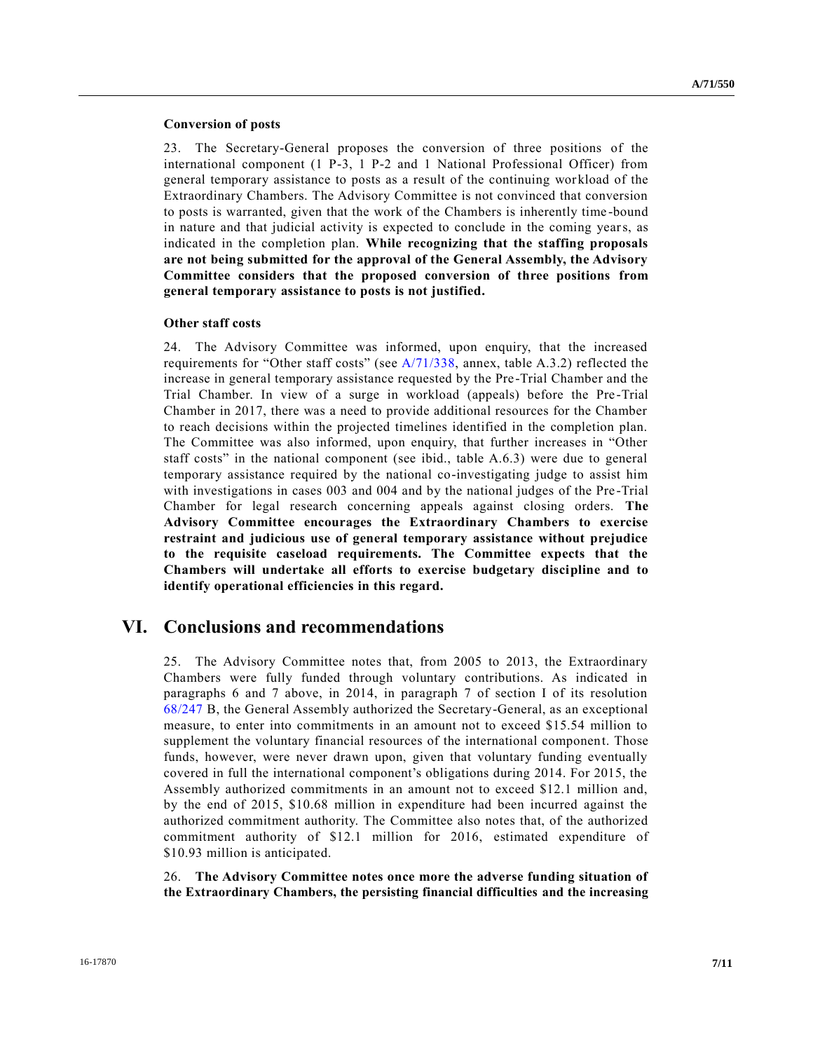### Conversion of posts

23. The Secretary-General proposes the conversion of three positions of the international component (1 P-3, 1 P-2 and 1 National Professional Officer) from general temporary assistance to posts as a result of the continuing workload of the Extraordinary Chambers. The Advisory Committee is not convinced that conversion to posts is warranted, given that the work of the Chambers is inherently time-bound in nature and that judicial activity is expected to conclude in the coming years, as indicated in the completion plan. **While recognizing that the staffing proposals are not being submitted for the approval of the General Assembly, the Advisory Committee considers that the proposed conversion of three positions from general temporary assistance to posts is not justified.**

### Other staff costs

24. The Advisory Committee was informed, upon enquiry, that the increased requirements for "Other staff costs" (see A/71/338, annex, table A.3.2) reflected the increase in general temporary assistance requested by the Pre-Trial Chamber and the Trial Chamber. In view of a surge in workload (appeals) before the Pre-Trial Chamber in 2017, there was a need to provide additional resources for the Chamber to reach decisions within the projected timelines identified in the completion plan. The Committee was also informed, upon enquiry, that further increases in "Other staff costs" in the national component (see ibid., table A.6.3) were due to general temporary assistance required by the national co-investigating judge to assist him with investigations in cases 003 and 004 and by the national judges of the Pre-Trial Chamber for legal research concerning appeals against closing orders. **The Advisory Committee encourages the Extraordinary Chambers to exercise restraint and judicious use of general temporary assistance without prejudice to the requisite caseload requirements. The Committee expects that the Chambers will undertake all efforts to exercise budgetary discipline and to identify operational efficiencies in this regard.**

## VI. Conclusions and recommendations

25. The Advisory Committee notes that, from 2005 to 2013, the Extraordinary Chambers were fully funded through voluntary contributions. As indicated in paragraphs 6 and 7 above, in 2014, in paragraph 7 of section I of its resolution 68/247 B, the General Assembly authorized the Secretary-General, as an exceptional measure, to enter into commitments in an amount not to exceed $15.54 million to supplement the voluntary financial resources of the international component. Those funds, however, were never drawn upon, given that voluntary funding eventually covered in full the international component's obligations during 2014. For 2015, the Assembly authorized commitments in an amount not to exceed $12.1 million and, by the end of 2015, $10.68 million in expenditure had been incurred against the authorized commitment authority. The Committee also notes that, of the authorized commitment authority of $12.1 million for 2016, estimated expenditure of $10.93 million is anticipated.

26. **The Advisory Committee notes once more the adverse funding situation of the Extraordinary Chambers, the persisting financial difficulties and the increasing**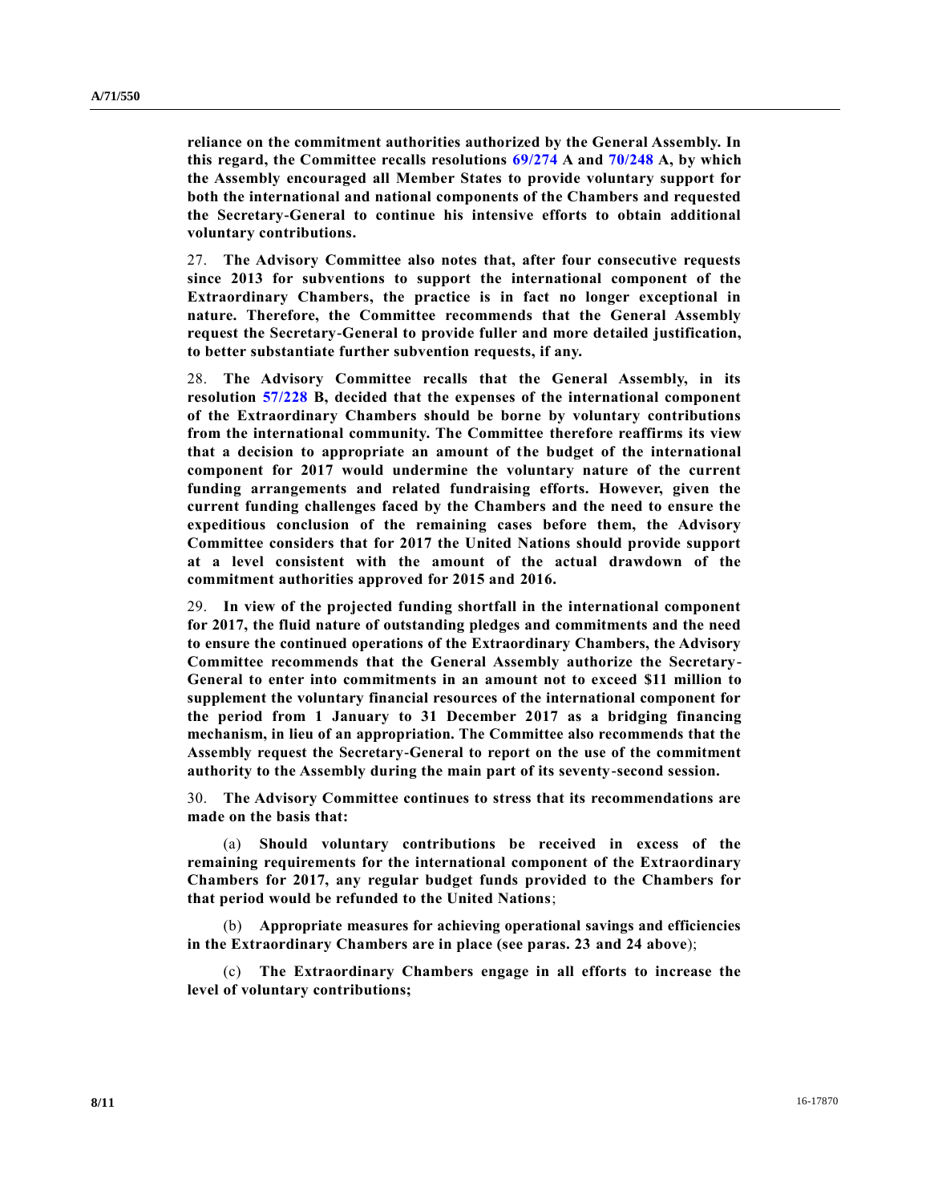**reliance on the commitment authorities authorized by the General Assembly. In this regard, the Committee recalls resolutions 69/274 A and 70/248 A, by which the Assembly encouraged all Member States to provide voluntary support for both the international and national components of the Chambers and requested the Secretary-General to continue his intensive efforts to obtain additional voluntary contributions.**

27. **The Advisory Committee also notes that, after four consecutive requests since 2013 for subventions to support the international component of the Extraordinary Chambers, the practice is in fact no longer exceptional in nature. Therefore, the Committee recommends that the General Assembly request the Secretary-General to provide fuller and more detailed justification, to better substantiate further subvention requests, if any.**

28. **The Advisory Committee recalls that the General Assembly, in its resolution 57/228 B, decided that the expenses of the international component of the Extraordinary Chambers should be borne by voluntary contributions from the international community. The Committee therefore reaffirms its view that a decision to appropriate an amount of the budget of the international component for 2017 would undermine the voluntary nature of the current funding arrangements and related fundraising efforts. However, given the current funding challenges faced by the Chambers and the need to ensure the expeditious conclusion of the remaining cases before them, the Advisory Committee considers that for 2017 the United Nations should provide support at a level consistent with the amount of the actual drawdown of the commitment authorities approved for 2015 and 2016.**

29. **In view of the projected funding shortfall in the international component for 2017, the fluid nature of outstanding pledges and commitments and the need to ensure the continued operations of the Extraordinary Chambers, the Advisory Committee recommends that the General Assembly authorize the Secretary-General to enter into commitments in an amount not to exceed $11 million to supplement the voluntary financial resources of the international component for the period from 1 January to 31 December 2017 as a bridging financing mechanism, in lieu of an appropriation. The Committee also recommends that the Assembly request the Secretary-General to report on the use of the commitment authority to the Assembly during the main part of its seventy-second session.**

30. **The Advisory Committee continues to stress that its recommendations are made on the basis that:**

(a) **Should voluntary contributions be received in excess of the remaining requirements for the international component of the Extraordinary Chambers for 2017, any regular budget funds provided to the Chambers for that period would be refunded to the United Nations**;

(b) **Appropriate measures for achieving operational savings and efficiencies in the Extraordinary Chambers are in place (see paras. 23 and 24 above**);

(c) **The Extraordinary Chambers engage in all efforts to increase the level of voluntary contributions;**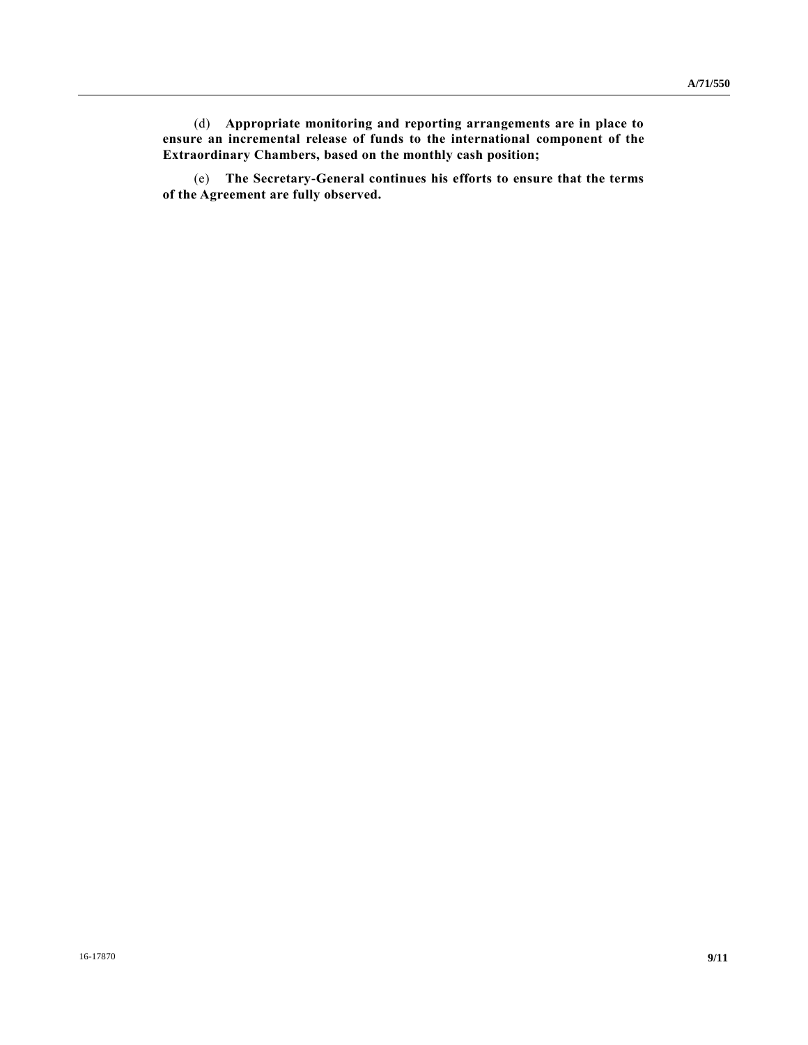(d) **Appropriate monitoring and reporting arrangements are in place to ensure an incremental release of funds to the international component of the Extraordinary Chambers, based on the monthly cash position;**

(e) **The Secretary-General continues his efforts to ensure that the terms of the Agreement are fully observed.**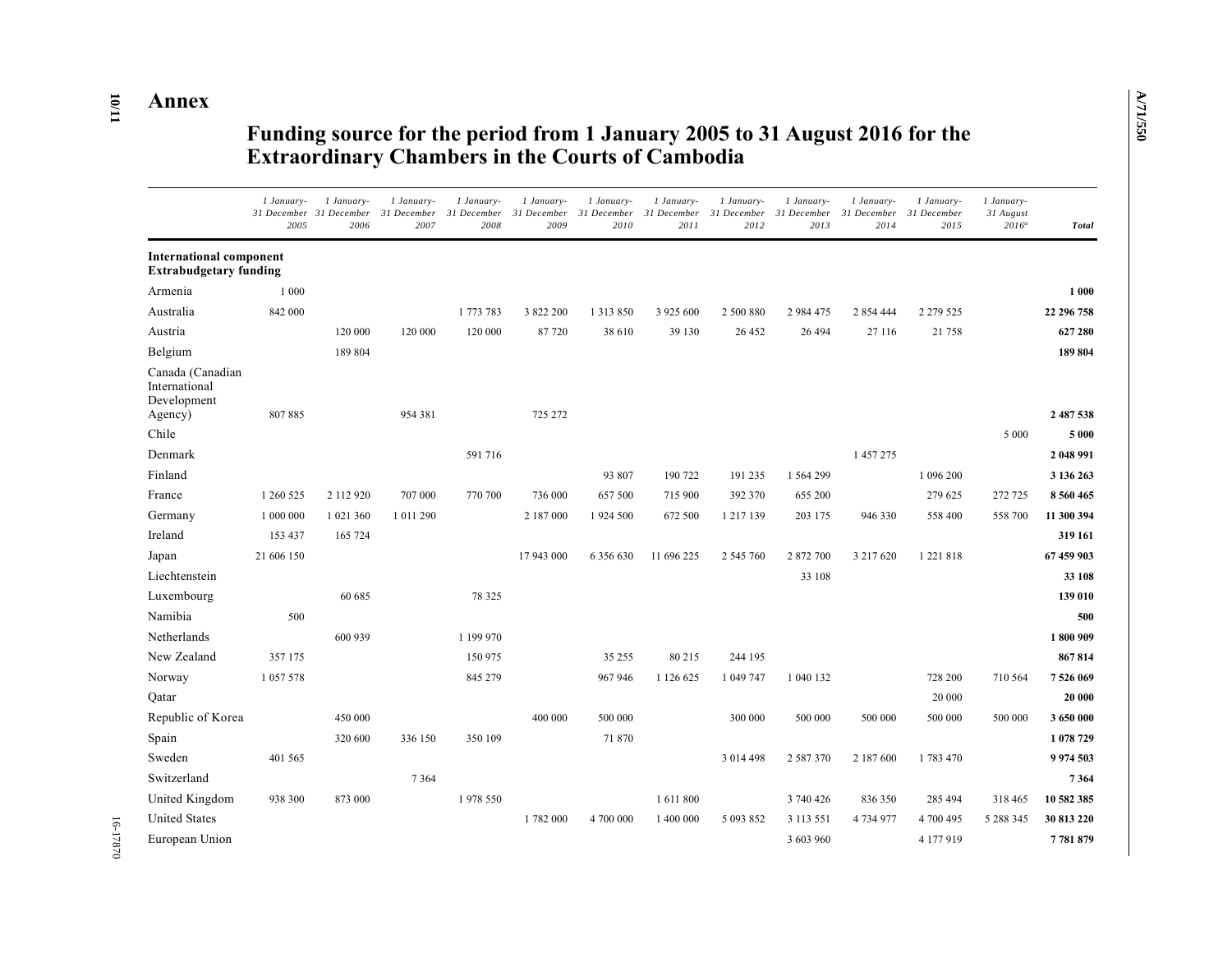# Annex

## Funding source for the period from 1 January 2005 to 31 August 2016 for the Extraordinary Chambers in the Courts of Cambodia

| | *1 January-31 December 2005* | *1 January-31 December 2006* | *1 January-31 December 2007* | *1 January-31 December 2008* | *1 January-31 December 2009* | *1 January-31 December 2010* | *1 January-31 December 2011* | *1 January-31 December 2012* | *1 January-31 December 2013* | *1 January-31 December 2014* | *1 January-31 December 2015* | *1 January-31 August 2016[a]* | ***Total*** |
|---|---|---|---|---|---|---|---|---|---|---|---|---|---|
| **International component Extrabudgetary funding** | | | | | | | | | | | | | |
| Armenia | 1 000 | | | | | | | | | | | | **1 000** |
| Australia | 842 000 | | | 1 773 783 | 3 822 200 | 1 313 850 | 3 925 600 | 2 500 880 | 2 984 475 | 2 854 444 | 2 279 525 | | **22 296 758** |
| Austria | | 120 000 | 120 000 | 120 000 | 87 720 | 38 610 | 39 130 | 26 452 | 26 494 | 27 116 | 21 758 | | **627 280** |
| Belgium | | 189 804 | | | | | | | | | | | **189 804** |
| Canada (Canadian International Development Agency) | 807 885 | | 954 381 | | 725 272 | | | | | | | | **2 487 538** |
| Chile | | | | | | | | | | | | 5 000 | **5 000** |
| Denmark | | | | 591 716 | | | | | | 1 457 275 | | | **2 048 991** |
| Finland | | | | | | 93 807 | 190 722 | 191 235 | 1 564 299 | | 1 096 200 | | **3 136 263** |
| France | 1 260 525 | 2 112 920 | 707 000 | 770 700 | 736 000 | 657 500 | 715 900 | 392 370 | 655 200 | | 279 625 | 272 725 | **8 560 465** |
| Germany | 1 000 000 | 1 021 360 | 1 011 290 | | 2 187 000 | 1 924 500 | 672 500 | 1 217 139 | 203 175 | 946 330 | 558 400 | 558 700 | **11 300 394** |
| Ireland | 153 437 | 165 724 | | | | | | | | | | | **319 161** |
| Japan | 21 606 150 | | | | 17 943 000 | 6 356 630 | 11 696 225 | 2 545 760 | 2 872 700 | 3 217 620 | 1 221 818 | | **67 459 903** |
| Liechtenstein | | | | | | | | | 33 108 | | | | **33 108** |
| Luxembourg | | 60 685 | | 78 325 | | | | | | | | | **139 010** |
| Namibia | 500 | | | | | | | | | | | | **500** |
| Netherlands | | 600 939 | | 1 199 970 | | | | | | | | | **1 800 909** |
| New Zealand | 357 175 | | | 150 975 | | 35 255 | 80 215 | 244 195 | | | | | **867 814** |
| Norway | 1 057 578 | | | 845 279 | | 967 946 | 1 126 625 | 1 049 747 | 1 040 132 | | 728 200 | 710 564 | **7 526 069** |
| Qatar | | | | | | | | | | | 20 000 | | **20 000** |
| Republic of Korea | | 450 000 | | | 400 000 | 500 000 | | 300 000 | 500 000 | 500 000 | 500 000 | 500 000 | **3 650 000** |
| Spain | | 320 600 | 336 150 | 350 109 | | 71 870 | | | | | | | **1 078 729** |
| Sweden | 401 565 | | | | | | | 3 014 498 | 2 587 370 | 2 187 600 | 1 783 470 | | **9 974 503** |
| Switzerland | | | 7 364 | | | | | | | | | | **7 364** |
| United Kingdom | 938 300 | 873 000 | | 1 978 550 | | | 1 611 800 | | 3 740 426 | 836 350 | 285 494 | 318 465 | **10 582 385** |
| United States | | | | | 1 782 000 | 4 700 000 | 1 400 000 | 5 093 852 | 3 113 551 | 4 734 977 | 4 700 495 | 5 288 345 | **30 813 220** |
| European Union | | | | | | | | | 3 603 960 | | 4 177 919 | | **7 781 879** |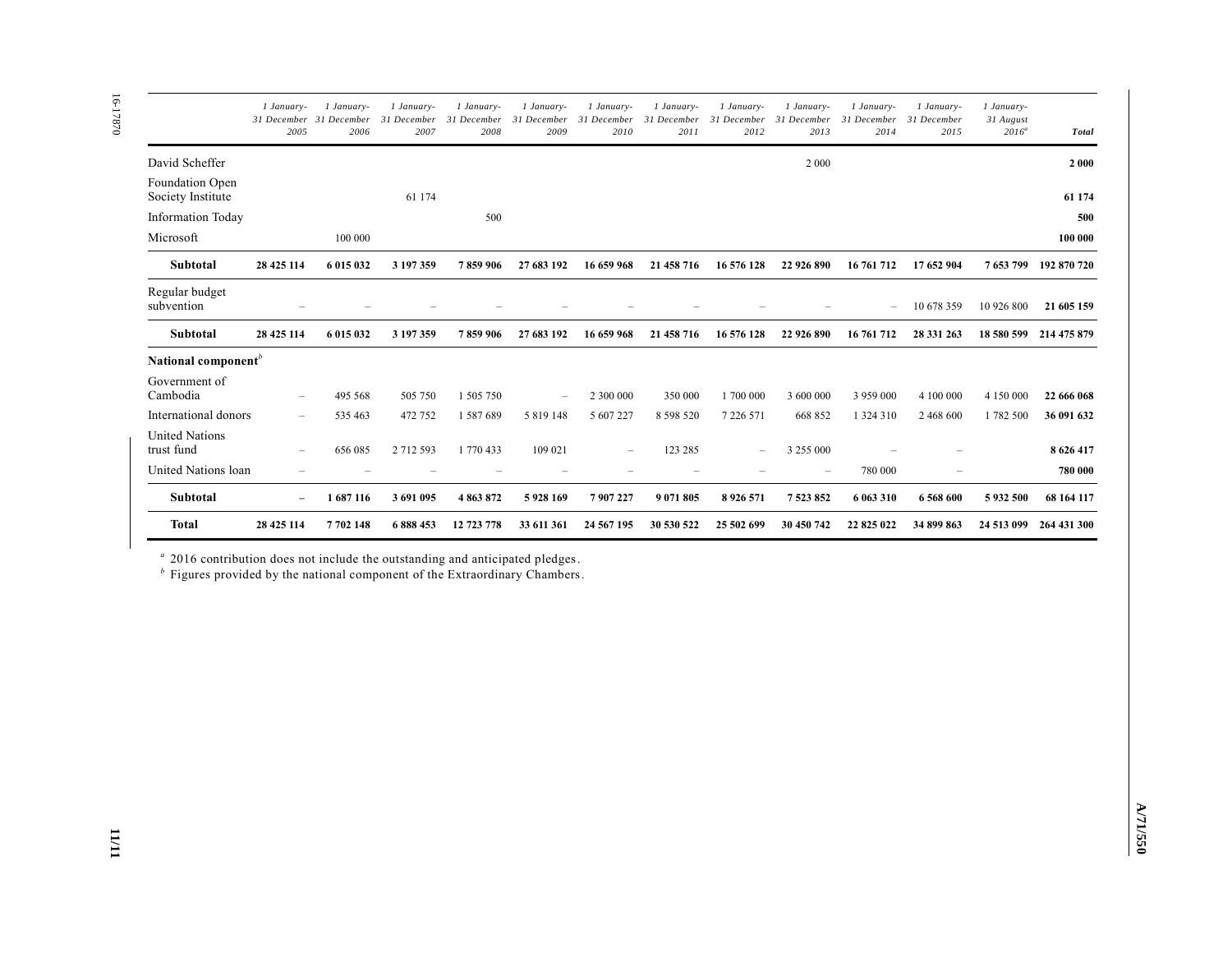| | 1 January-31 December 2005 | 1 January-31 December 2006 | 1 January-31 December 2007 | 1 January-31 December 2008 | 1 January-31 December 2009 | 1 January-31 December 2010 | 1 January-31 December 2011 | 1 January-31 December 2012 | 1 January-31 December 2013 | 1 January-31 December 2014 | 1 January-31 December 2015 | 1 January-31 August 2016[a] | Total |
|---|---|---|---|---|---|---|---|---|---|---|---|---|---|
| David Scheffer | | | | | | | | | 2 000 | | | | **2 000** |
| Foundation Open Society Institute | | | 61 174 | | | | | | | | | | **61 174** |
| Information Today | | | | 500 | | | | | | | | | **500** |
| Microsoft | | 100 000 | | | | | | | | | | | **100 000** |
| **Subtotal** | **28 425 114** | **6 015 032** | **3 197 359** | **7 859 906** | **27 683 192** | **16 659 968** | **21 458 716** | **16 576 128** | **22 926 890** | **16 761 712** | **17 652 904** | **7 653 799** | **192 870 720** |
| Regular budget subvention | – | – | – | – | – | – | – | – | – | – | 10 678 359 | 10 926 800 | **21 605 159** |
| **Subtotal** | **28 425 114** | **6 015 032** | **3 197 359** | **7 859 906** | **27 683 192** | **16 659 968** | **21 458 716** | **16 576 128** | **22 926 890** | **16 761 712** | **28 331 263** | **18 580 599** | **214 475 879** |
| **National component[b]** | | | | | | | | | | | | | |
| Government of Cambodia | – | 495 568 | 505 750 | 1 505 750 | – | 2 300 000 | 350 000 | 1 700 000 | 3 600 000 | 3 959 000 | 4 100 000 | 4 150 000 | **22 666 068** |
| International donors | – | 535 463 | 472 752 | 1 587 689 | 5 819 148 | 5 607 227 | 8 598 520 | 7 226 571 | 668 852 | 1 324 310 | 2 468 600 | 1 782 500 | **36 091 632** |
| United Nations trust fund | – | 656 085 | 2 712 593 | 1 770 433 | 109 021 | – | 123 285 | – | 3 255 000 | – | – | | **8 626 417** |
| United Nations loan | – | – | – | – | – | – | – | – | – | 780 000 | – | | **780 000** |
| **Subtotal** | **–** | **1 687 116** | **3 691 095** | **4 863 872** | **5 928 169** | **7 907 227** | **9 071 805** | **8 926 571** | **7 523 852** | **6 063 310** | **6 568 600** | **5 932 500** | **68 164 117** |
| **Total** | **28 425 114** | **7 702 148** | **6 888 453** | **12 723 778** | **33 611 361** | **24 567 195** | **30 530 522** | **25 502 699** | **30 450 742** | **22 825 022** | **34 899 863** | **24 513 099** | **264 431 300** |

[a] 2016 contribution does not include the outstanding and anticipated pledges.
[b] Figures provided by the national component of the Extraordinary Chambers.